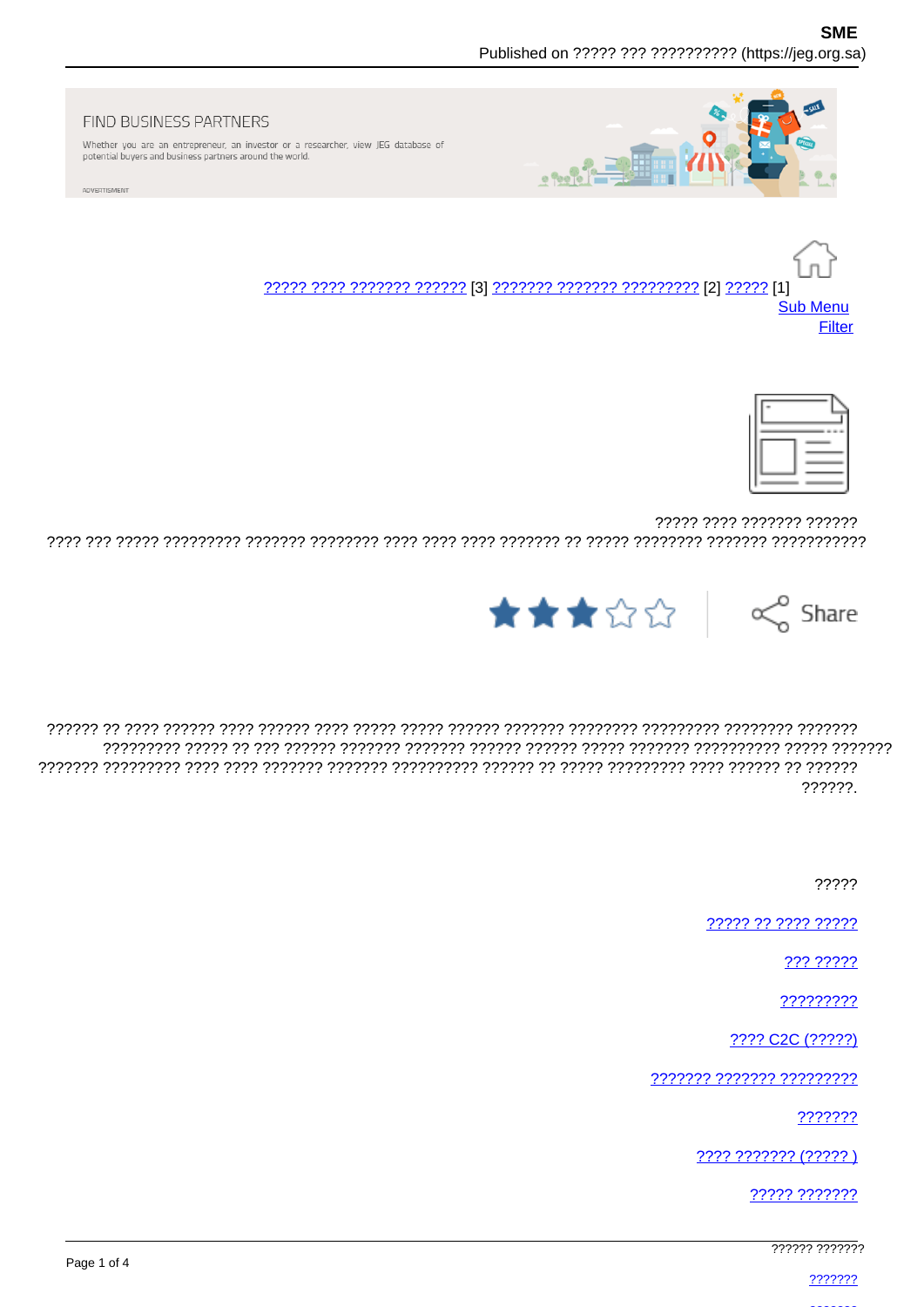FIND BUSINESS PARTNERS

Whether you are an entrepreneur, an investor or a researcher, view JEG database of potential buyers and business partners around the world.

ADVERTISMENT

?????? ???? ??????? ?????? [3] ??????? ??????? ????????? [2] ????? [1]

Sub Menu

Filter

????? ???? ??????? ??????

???? ??? ????? ????????? ??????? ???????? ???? ???? ???? ??????? ?? ????? ???????? ??????? ???????????

Share

?????? ?? ???? ?????? ???? ?????? ???? ????? ????? ?????? ??????? ???????? ????????? ???????? ??????? ????????? ????? ?? ??? ?????? ??????? ??????? ?????? ?????? ????? ??????? ?????????? ????? ??????? ??????? ????????? ???? ???? ??????? ??????? ?????????? ?????? ?? ????? ????????? ???? ?????? ?? ?????? ??????.

?????

????? ?? ???? ?????

??? ?????

?????????

???? C2C (?????)

??????? ??????? ?????????

???????

???? ??????? (????? )

????? ???????

?????? ???????

???????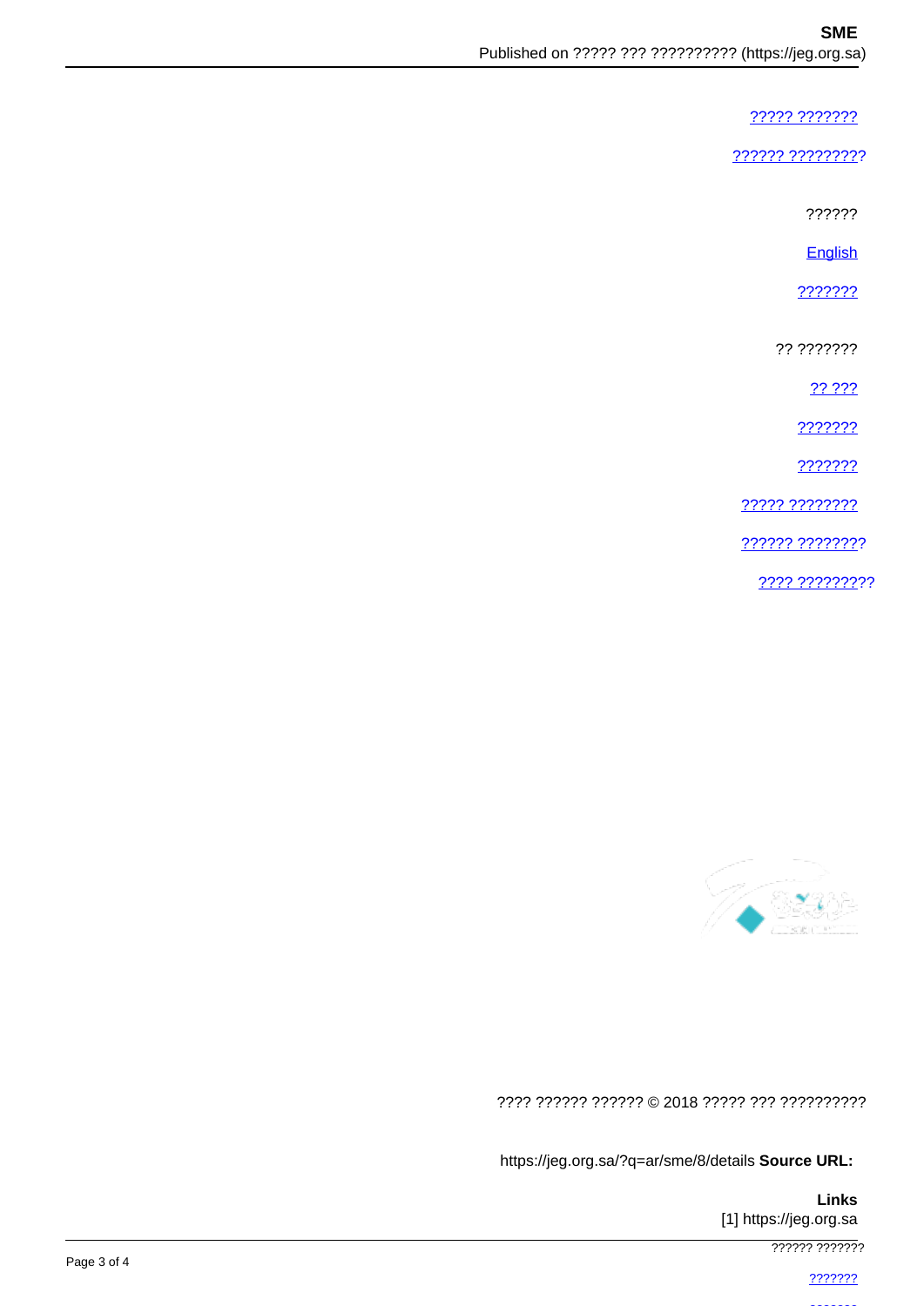[????? ???????](https://jeg.org.sa)

[?????? ?????????](https://jeg.org.sa)

??????

[English](https://jeg.org.sa)

[???????](https://jeg.org.sa)

?? ???????

[?? ???](https://jeg.org.sa)

[???????](https://jeg.org.sa)

[???????](https://jeg.org.sa)

[????? ????????](https://jeg.org.sa)

[?????? ????????](https://jeg.org.sa)

[???? ?????????](https://jeg.org.sa)

???? ?????? ?????? © 2018 ????? ??? ??????????

**Source URL:** https://jeg.org.sa/?q=ar/sme/8/details

**Links**
[1] https://jeg.org.sa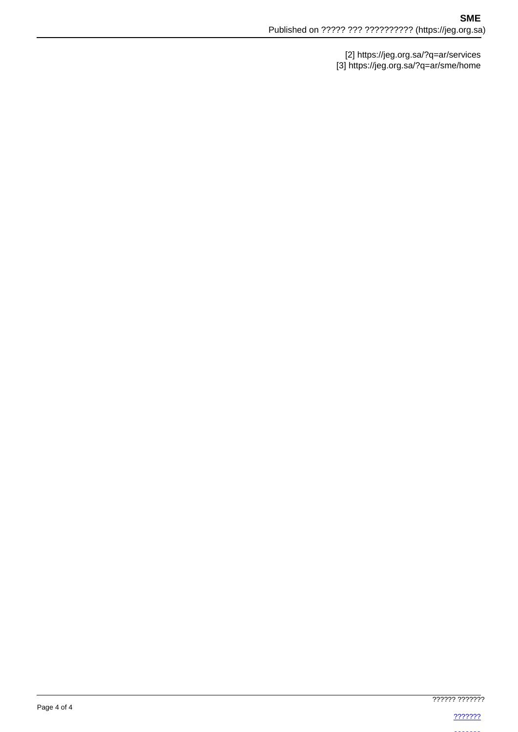[2] https://jeg.org.sa/?q=ar/services
[3] https://jeg.org.sa/?q=ar/sme/home